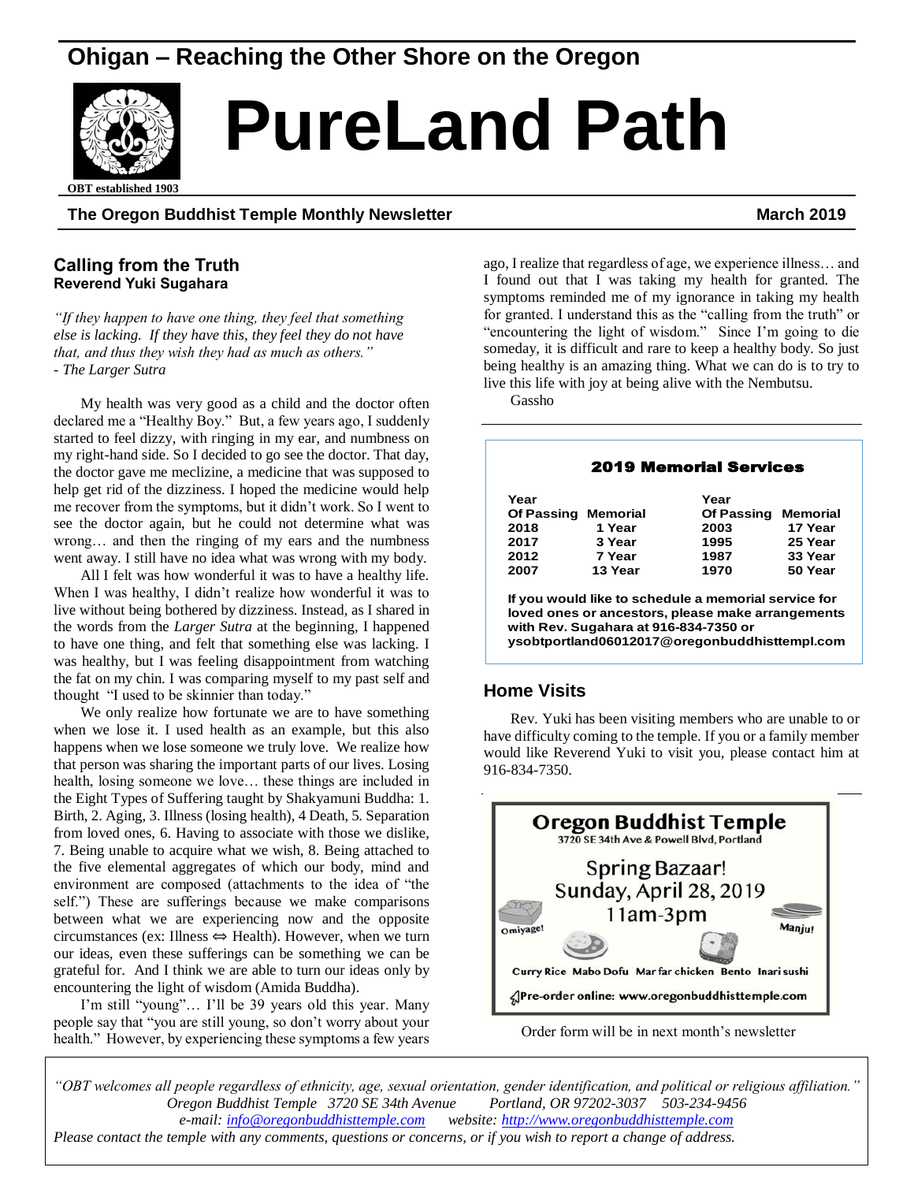# Ohigan – Reaching the Other Shore on the Oregon

# PureLand Path

**OBT established 1903**

**The Oregon Buddhist Temple Monthly Newsletter** **March 2019**

## Calling from the Truth

**Reverend Yuki Sugahara**

*"If they happen to have one thing, they feel that something else is lacking. If they have this, they feel they do not have that, and thus they wish they had as much as others."*
*- The Larger Sutra*

My health was very good as a child and the doctor often declared me a "Healthy Boy." But, a few years ago, I suddenly started to feel dizzy, with ringing in my ear, and numbness on my right-hand side. So I decided to go see the doctor. That day, the doctor gave me meclizine, a medicine that was supposed to help get rid of the dizziness. I hoped the medicine would help me recover from the symptoms, but it didn't work. So I went to see the doctor again, but he could not determine what was wrong… and then the ringing of my ears and the numbness went away. I still have no idea what was wrong with my body.

All I felt was how wonderful it was to have a healthy life. When I was healthy, I didn't realize how wonderful it was to live without being bothered by dizziness. Instead, as I shared in the words from the *Larger Sutra* at the beginning, I happened to have one thing, and felt that something else was lacking. I was healthy, but I was feeling disappointment from watching the fat on my chin. I was comparing myself to my past self and thought "I used to be skinnier than today."

We only realize how fortunate we are to have something when we lose it. I used health as an example, but this also happens when we lose someone we truly love. We realize how that person was sharing the important parts of our lives. Losing health, losing someone we love… these things are included in the Eight Types of Suffering taught by Shakyamuni Buddha: 1. Birth, 2. Aging, 3. Illness (losing health), 4 Death, 5. Separation from loved ones, 6. Having to associate with those we dislike, 7. Being unable to acquire what we wish, 8. Being attached to the five elemental aggregates of which our body, mind and environment are composed (attachments to the idea of "the self.") These are sufferings because we make comparisons between what we are experiencing now and the opposite circumstances (ex: Illness ⇔ Health). However, when we turn our ideas, even these sufferings can be something we can be grateful for. And I think we are able to turn our ideas only by encountering the light of wisdom (Amida Buddha).

I'm still "young"… I'll be 39 years old this year. Many people say that "you are still young, so don't worry about your health." However, by experiencing these symptoms a few years ago, I realize that regardless of age, we experience illness… and I found out that I was taking my health for granted. The symptoms reminded me of my ignorance in taking my health for granted. I understand this as the "calling from the truth" or "encountering the light of wisdom." Since I'm going to die someday, it is difficult and rare to keep a healthy body. So just being healthy is an amazing thing. What we can do is to try to live this life with joy at being alive with the Nembutsu.

Gassho

### 2019 Memorial Services

| Year Of Passing | Memorial | Year Of Passing | Memorial |
|---|---|---|---|
| 2018 | 1 Year | 2003 | 17 Year |
| 2017 | 3 Year | 1995 | 25 Year |
| 2012 | 7 Year | 1987 | 33 Year |
| 2007 | 13 Year | 1970 | 50 Year |

**If you would like to schedule a memorial service for loved ones or ancestors, please make arrangements with Rev. Sugahara at 916-834-7350 or ysobtportland06012017@oregonbuddhisttempl.com**

## Home Visits

Rev. Yuki has been visiting members who are unable to or have difficulty coming to the temple. If you or a family member would like Reverend Yuki to visit you, please contact him at 916-834-7350.

**Oregon Buddhist Temple**
3720 SE 34th Ave & Powell Blvd, Portland

Spring Bazaar!
Sunday, April 28, 2019
11am-3pm

Omiyage! Manju!

Curry Rice Mabo Dofu Mar far chicken Bento Inari sushi

Pre-order online: www.oregonbuddhisttemple.com

Order form will be in next month's newsletter

*"OBT welcomes all people regardless of ethnicity, age, sexual orientation, gender identification, and political or religious affiliation."*
*Oregon Buddhist Temple 3720 SE 34th Avenue Portland, OR 97202-3037 503-234-9456*
*e-mail: info@oregonbuddhisttemple.com website: http://www.oregonbuddhisttemple.com*
*Please contact the temple with any comments, questions or concerns, or if you wish to report a change of address.*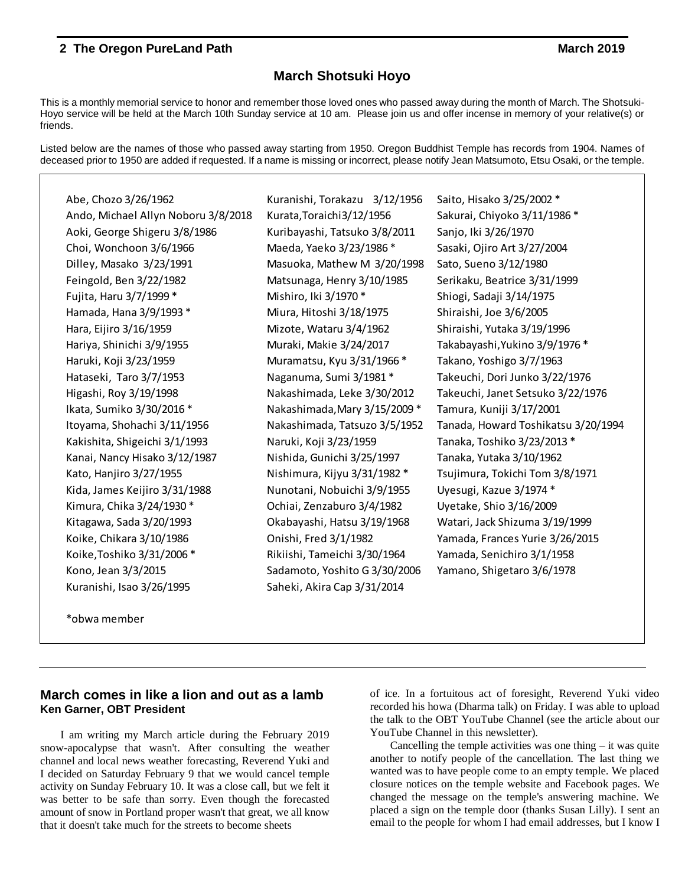## March Shotsuki Hoyo

This is a monthly memorial service to honor and remember those loved ones who passed away during the month of March. The Shotsuki-Hoyo service will be held at the March 10th Sunday service at 10 am. Please join us and offer incense in memory of your relative(s) or friends.

Listed below are the names of those who passed away starting from 1950. Oregon Buddhist Temple has records from 1904. Names of deceased prior to 1950 are added if requested. If a name is missing or incorrect, please notify Jean Matsumoto, Etsu Osaki, or the temple.

Abe, Chozo 3/26/1962
Ando, Michael Allyn Noboru 3/8/2018
Aoki, George Shigeru 3/8/1986
Choi, Wonchoon 3/6/1966
Dilley, Masako 3/23/1991
Feingold, Ben 3/22/1982
Fujita, Haru 3/7/1999 *
Hamada, Hana 3/9/1993 *
Hara, Eijiro 3/16/1959
Hariya, Shinichi 3/9/1955
Haruki, Koji 3/23/1959
Hataseki, Taro 3/7/1953
Higashi, Roy 3/19/1998
Ikata, Sumiko 3/30/2016 *
Itoyama, Shohachi 3/11/1956
Kakishita, Shigeichi 3/1/1993
Kanai, Nancy Hisako 3/12/1987
Kato, Hanjiro 3/27/1955
Kida, James Keijiro 3/31/1988
Kimura, Chika 3/24/1930 *
Kitagawa, Sada 3/20/1993
Koike, Chikara 3/10/1986
Koike,Toshiko 3/31/2006 *
Kono, Jean 3/3/2015
Kuranishi, Isao 3/26/1995
Kuranishi, Torakazu 3/12/1956
Kurata,Toraichi3/12/1956
Kuribayashi, Tatsuko 3/8/2011
Maeda, Yaeko 3/23/1986 *
Masuoka, Mathew M 3/20/1998
Matsunaga, Henry 3/10/1985
Mishiro, Iki 3/1970 *
Miura, Hitoshi 3/18/1975
Mizote, Wataru 3/4/1962
Muraki, Makie 3/24/2017
Muramatsu, Kyu 3/31/1966 *
Naganuma, Sumi 3/1981 *
Nakashimada, Leke 3/30/2012
Nakashimada,Mary 3/15/2009 *
Nakashimada, Tatsuzo 3/5/1952
Naruki, Koji 3/23/1959
Nishida, Gunichi 3/25/1997
Nishimura, Kijyu 3/31/1982 *
Nunotani, Nobuichi 3/9/1955
Ochiai, Zenzaburo 3/4/1982
Okabayashi, Hatsu 3/19/1968
Onishi, Fred 3/1/1982
Rikiishi, Tameichi 3/30/1964
Sadamoto, Yoshito G 3/30/2006
Saheki, Akira Cap 3/31/2014
Saito, Hisako 3/25/2002 *
Sakurai, Chiyoko 3/11/1986 *
Sanjo, Iki 3/26/1970
Sasaki, Ojiro Art 3/27/2004
Sato, Sueno 3/12/1980
Serikaku, Beatrice 3/31/1999
Shiogi, Sadaji 3/14/1975
Shiraishi, Joe 3/6/2005
Shiraishi, Yutaka 3/19/1996
Takabayashi,Yukino 3/9/1976 *
Takano, Yoshigo 3/7/1963
Takeuchi, Dori Junko 3/22/1976
Takeuchi, Janet Setsuko 3/22/1976
Tamura, Kuniji 3/17/2001
Tanada, Howard Toshikatsu 3/20/1994
Tanaka, Toshiko 3/23/2013 *
Tanaka, Yutaka 3/10/1962
Tsujimura, Tokichi Tom 3/8/1971
Uyesugi, Kazue 3/1974 *
Uyetake, Shio 3/16/2009
Watari, Jack Shizuma 3/19/1999
Yamada, Frances Yurie 3/26/2015
Yamada, Senichiro 3/1/1958
Yamano, Shigetaro 3/6/1978

*obwa member

## March comes in like a lion and out as a lamb

**Ken Garner, OBT President**

I am writing my March article during the February 2019 snow-apocalypse that wasn't. After consulting the weather channel and local news weather forecasting, Reverend Yuki and I decided on Saturday February 9 that we would cancel temple activity on Sunday February 10. It was a close call, but we felt it was better to be safe than sorry. Even though the forecasted amount of snow in Portland proper wasn't that great, we all know that it doesn't take much for the streets to become sheets of ice. In a fortuitous act of foresight, Reverend Yuki video recorded his howa (Dharma talk) on Friday. I was able to upload the talk to the OBT YouTube Channel (see the article about our YouTube Channel in this newsletter).

Cancelling the temple activities was one thing – it was quite another to notify people of the cancellation. The last thing we wanted was to have people come to an empty temple. We placed closure notices on the temple website and Facebook pages. We changed the message on the temple's answering machine. We placed a sign on the temple door (thanks Susan Lilly). I sent an email to the people for whom I had email addresses, but I know I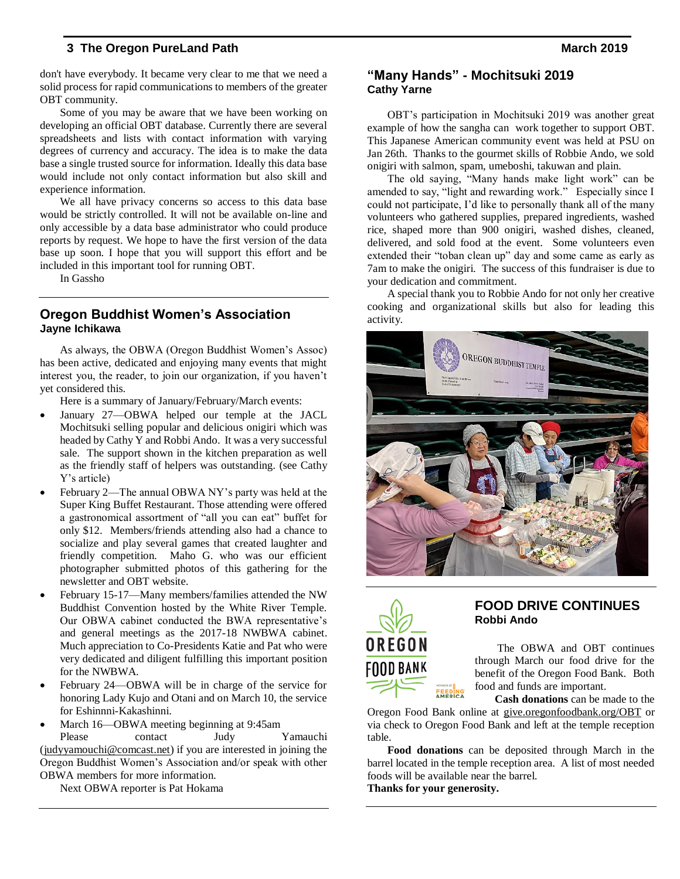don't have everybody. It became very clear to me that we need a solid process for rapid communications to members of the greater OBT community.

Some of you may be aware that we have been working on developing an official OBT database. Currently there are several spreadsheets and lists with contact information with varying degrees of currency and accuracy. The idea is to make the data base a single trusted source for information. Ideally this data base would include not only contact information but also skill and experience information.

We all have privacy concerns so access to this data base would be strictly controlled. It will not be available on-line and only accessible by a data base administrator who could produce reports by request. We hope to have the first version of the data base up soon. I hope that you will support this effort and be included in this important tool for running OBT.

In Gassho

## Oregon Buddhist Women's Association
**Jayne Ichikawa**

As always, the OBWA (Oregon Buddhist Women's Assoc) has been active, dedicated and enjoying many events that might interest you, the reader, to join our organization, if you haven't yet considered this.

Here is a summary of January/February/March events:

- January 27—OBWA helped our temple at the JACL Mochitsuki selling popular and delicious onigiri which was headed by Cathy Y and Robbi Ando. It was a very successful sale. The support shown in the kitchen preparation as well as the friendly staff of helpers was outstanding. (see Cathy Y's article)
- February 2—The annual OBWA NY's party was held at the Super King Buffet Restaurant. Those attending were offered a gastronomical assortment of "all you can eat" buffet for only $12. Members/friends attending also had a chance to socialize and play several games that created laughter and friendly competition. Maho G. who was our efficient photographer submitted photos of this gathering for the newsletter and OBT website.
- February 15-17—Many members/families attended the NW Buddhist Convention hosted by the White River Temple. Our OBWA cabinet conducted the BWA representative's and general meetings as the 2017-18 NWBWA cabinet. Much appreciation to Co-Presidents Katie and Pat who were very dedicated and diligent fulfilling this important position for the NWBWA.
- February 24—OBWA will be in charge of the service for honoring Lady Kujo and Otani and on March 10, the service for Eshinnni-Kakashinni.
- March 16—OBWA meeting beginning at 9:45am

Please contact Judy Yamauchi (judyyamouchi@comcast.net) if you are interested in joining the Oregon Buddhist Women's Association and/or speak with other OBWA members for more information.

Next OBWA reporter is Pat Hokama

## "Many Hands" - Mochitsuki 2019
**Cathy Yarne**

OBT's participation in Mochitsuki 2019 was another great example of how the sangha can work together to support OBT. This Japanese American community event was held at PSU on Jan 26th. Thanks to the gourmet skills of Robbie Ando, we sold onigiri with salmon, spam, umeboshi, takuwan and plain.

The old saying, "Many hands make light work" can be amended to say, "light and rewarding work." Especially since I could not participate, I'd like to personally thank all of the many volunteers who gathered supplies, prepared ingredients, washed rice, shaped more than 900 onigiri, washed dishes, cleaned, delivered, and sold food at the event. Some volunteers even extended their "toban clean up" day and some came as early as 7am to make the onigiri. The success of this fundraiser is due to your dedication and commitment.

A special thank you to Robbie Ando for not only her creative cooking and organizational skills but also for leading this activity.

## FOOD DRIVE CONTINUES
**Robbi Ando**

The OBWA and OBT continues through March our food drive for the benefit of the Oregon Food Bank. Both food and funds are important.

**Cash donations** can be made to the Oregon Food Bank online at give.oregonfoodbank.org/OBT or via check to Oregon Food Bank and left at the temple reception table.

**Food donations** can be deposited through March in the barrel located in the temple reception area. A list of most needed foods will be available near the barrel.

**Thanks for your generosity.**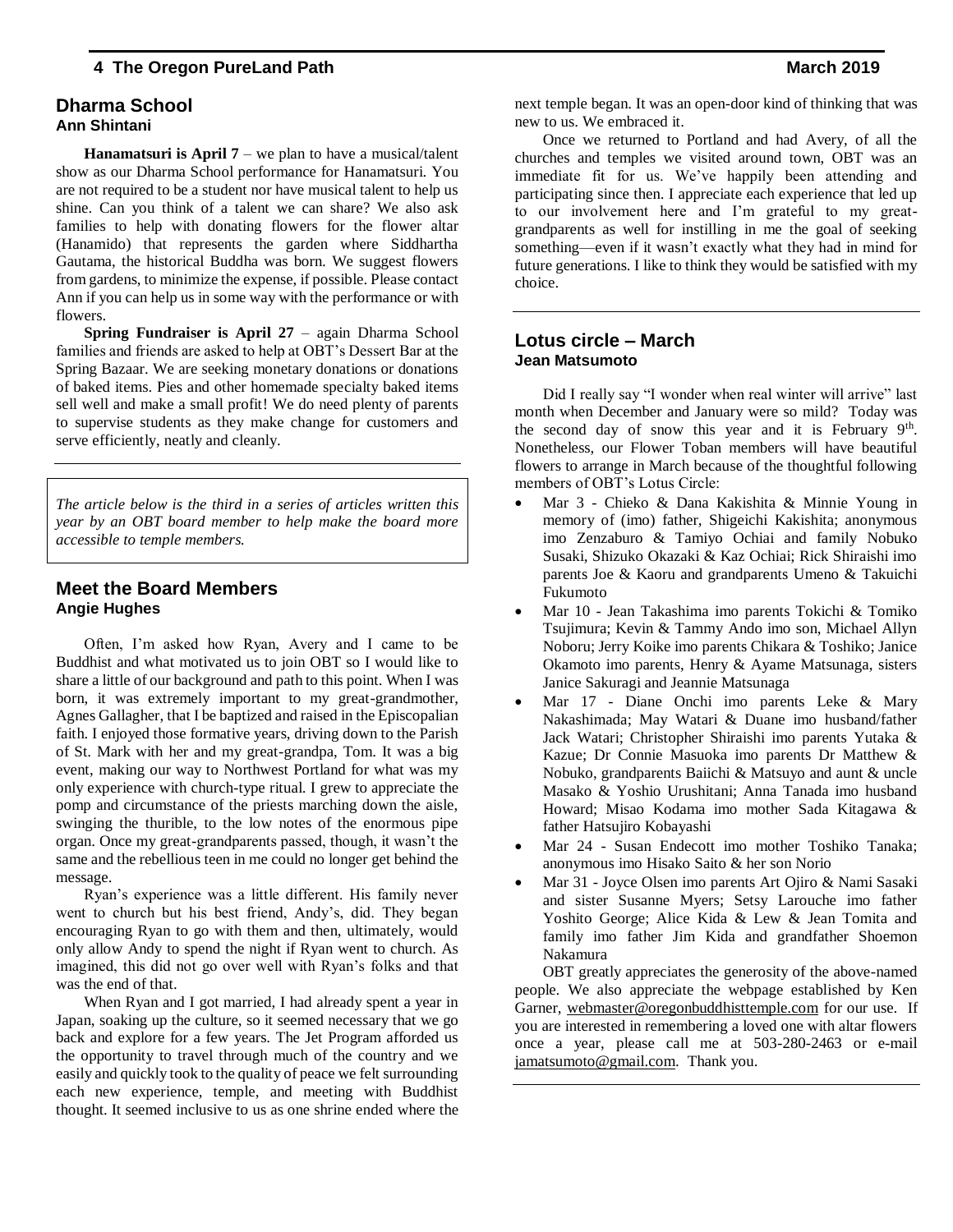## Dharma School

**Ann Shintani**

**Hanamatsuri is April 7** – we plan to have a musical/talent show as our Dharma School performance for Hanamatsuri. You are not required to be a student nor have musical talent to help us shine. Can you think of a talent we can share? We also ask families to help with donating flowers for the flower altar (Hanamido) that represents the garden where Siddhartha Gautama, the historical Buddha was born. We suggest flowers from gardens, to minimize the expense, if possible. Please contact Ann if you can help us in some way with the performance or with flowers.

**Spring Fundraiser is April 27** – again Dharma School families and friends are asked to help at OBT's Dessert Bar at the Spring Bazaar. We are seeking monetary donations or donations of baked items. Pies and other homemade specialty baked items sell well and make a small profit! We do need plenty of parents to supervise students as they make change for customers and serve efficiently, neatly and cleanly.

*The article below is the third in a series of articles written this year by an OBT board member to help make the board more accessible to temple members.*

## Meet the Board Members

**Angie Hughes**

Often, I'm asked how Ryan, Avery and I came to be Buddhist and what motivated us to join OBT so I would like to share a little of our background and path to this point. When I was born, it was extremely important to my great-grandmother, Agnes Gallagher, that I be baptized and raised in the Episcopalian faith. I enjoyed those formative years, driving down to the Parish of St. Mark with her and my great-grandpa, Tom. It was a big event, making our way to Northwest Portland for what was my only experience with church-type ritual. I grew to appreciate the pomp and circumstance of the priests marching down the aisle, swinging the thurible, to the low notes of the enormous pipe organ. Once my great-grandparents passed, though, it wasn't the same and the rebellious teen in me could no longer get behind the message.

Ryan's experience was a little different. His family never went to church but his best friend, Andy's, did. They began encouraging Ryan to go with them and then, ultimately, would only allow Andy to spend the night if Ryan went to church. As imagined, this did not go over well with Ryan's folks and that was the end of that.

When Ryan and I got married, I had already spent a year in Japan, soaking up the culture, so it seemed necessary that we go back and explore for a few years. The Jet Program afforded us the opportunity to travel through much of the country and we easily and quickly took to the quality of peace we felt surrounding each new experience, temple, and meeting with Buddhist thought. It seemed inclusive to us as one shrine ended where the next temple began. It was an open-door kind of thinking that was new to us. We embraced it.

Once we returned to Portland and had Avery, of all the churches and temples we visited around town, OBT was an immediate fit for us. We've happily been attending and participating since then. I appreciate each experience that led up to our involvement here and I'm grateful to my great-grandparents as well for instilling in me the goal of seeking something—even if it wasn't exactly what they had in mind for future generations. I like to think they would be satisfied with my choice.

## Lotus circle – March

**Jean Matsumoto**

Did I really say "I wonder when real winter will arrive" last month when December and January were so mild? Today was the second day of snow this year and it is February 9th. Nonetheless, our Flower Toban members will have beautiful flowers to arrange in March because of the thoughtful following members of OBT's Lotus Circle:

- Mar 3 - Chieko & Dana Kakishita & Minnie Young in memory of (imo) father, Shigeichi Kakishita; anonymous imo Zenzaburo & Tamiyo Ochiai and family Nobuko Susaki, Shizuko Okazaki & Kaz Ochiai; Rick Shiraishi imo parents Joe & Kaoru and grandparents Umeno & Takuichi Fukumoto
- Mar 10 - Jean Takashima imo parents Tokichi & Tomiko Tsujimura; Kevin & Tammy Ando imo son, Michael Allyn Noboru; Jerry Koike imo parents Chikara & Toshiko; Janice Okamoto imo parents, Henry & Ayame Matsunaga, sisters Janice Sakuragi and Jeannie Matsunaga
- Mar 17 - Diane Onchi imo parents Leke & Mary Nakashimada; May Watari & Duane imo husband/father Jack Watari; Christopher Shiraishi imo parents Yutaka & Kazue; Dr Connie Masuoka imo parents Dr Matthew & Nobuko, grandparents Baiichi & Matsuyo and aunt & uncle Masako & Yoshio Urushitani; Anna Tanada imo husband Howard; Misao Kodama imo mother Sada Kitagawa & father Hatsujiro Kobayashi
- Mar 24 - Susan Endecott imo mother Toshiko Tanaka; anonymous imo Hisako Saito & her son Norio
- Mar 31 - Joyce Olsen imo parents Art Ojiro & Nami Sasaki and sister Susanne Myers; Setsy Larouche imo father Yoshito George; Alice Kida & Lew & Jean Tomita and family imo father Jim Kida and grandfather Shoemon Nakamura

OBT greatly appreciates the generosity of the above-named people. We also appreciate the webpage established by Ken Garner, webmaster@oregonbuddhisttemple.com for our use. If you are interested in remembering a loved one with altar flowers once a year, please call me at 503-280-2463 or e-mail jamatsumoto@gmail.com. Thank you.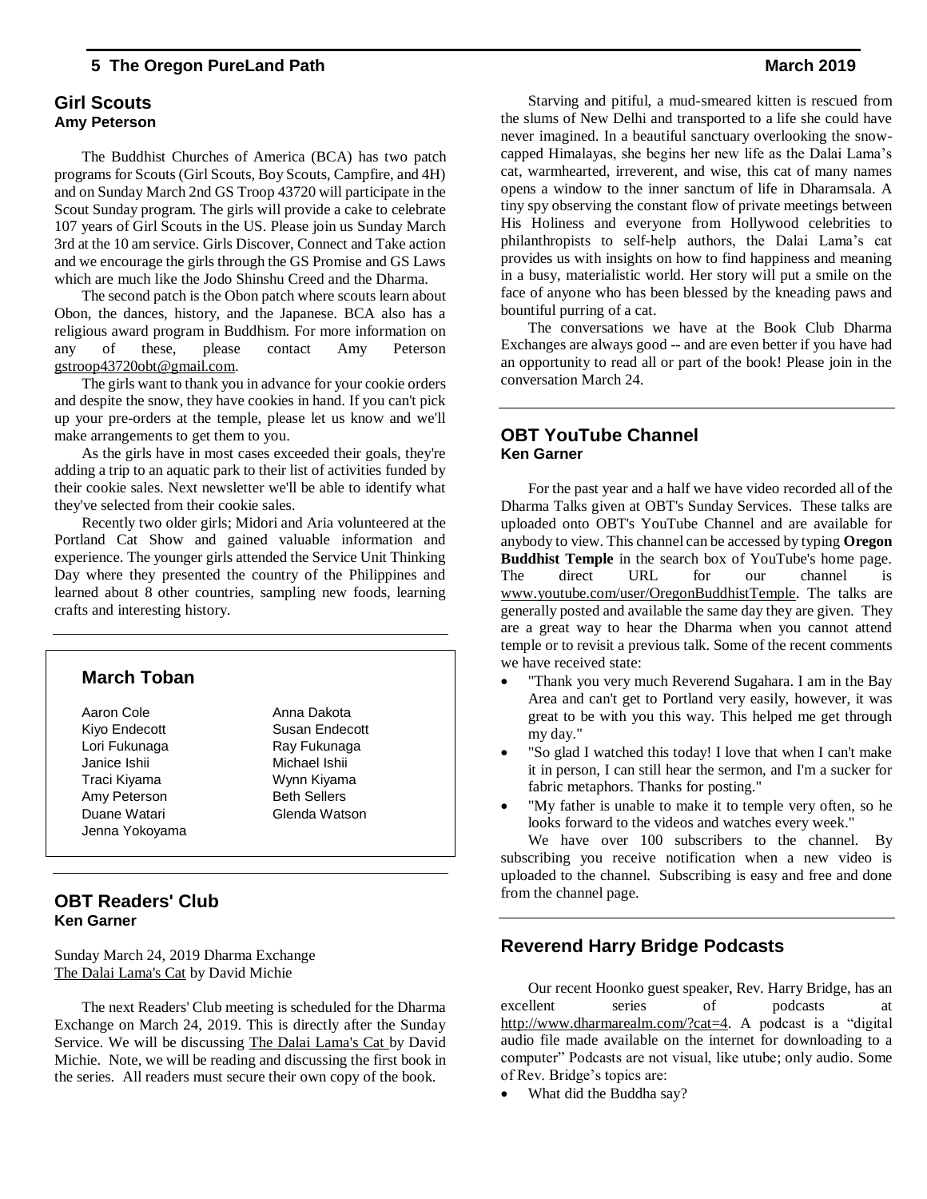## Girl Scouts
**Amy Peterson**

The Buddhist Churches of America (BCA) has two patch programs for Scouts (Girl Scouts, Boy Scouts, Campfire, and 4H) and on Sunday March 2nd GS Troop 43720 will participate in the Scout Sunday program. The girls will provide a cake to celebrate 107 years of Girl Scouts in the US. Please join us Sunday March 3rd at the 10 am service. Girls Discover, Connect and Take action and we encourage the girls through the GS Promise and GS Laws which are much like the Jodo Shinshu Creed and the Dharma.

The second patch is the Obon patch where scouts learn about Obon, the dances, history, and the Japanese. BCA also has a religious award program in Buddhism. For more information on any of these, please contact Amy Peterson gstroop43720obt@gmail.com.

The girls want to thank you in advance for your cookie orders and despite the snow, they have cookies in hand. If you can't pick up your pre-orders at the temple, please let us know and we'll make arrangements to get them to you.

As the girls have in most cases exceeded their goals, they're adding a trip to an aquatic park to their list of activities funded by their cookie sales. Next newsletter we'll be able to identify what they've selected from their cookie sales.

Recently two older girls; Midori and Aria volunteered at the Portland Cat Show and gained valuable information and experience. The younger girls attended the Service Unit Thinking Day where they presented the country of the Philippines and learned about 8 other countries, sampling new foods, learning crafts and interesting history.

## March Toban

| | |
|---|---|
| Aaron Cole | Anna Dakota |
| Kiyo Endecott | Susan Endecott |
| Lori Fukunaga | Ray Fukunaga |
| Janice Ishii | Michael Ishii |
| Traci Kiyama | Wynn Kiyama |
| Amy Peterson | Beth Sellers |
| Duane Watari | Glenda Watson |
| Jenna Yokoyama | |

## OBT Readers' Club
**Ken Garner**

Sunday March 24, 2019 Dharma Exchange
The Dalai Lama's Cat by David Michie

The next Readers' Club meeting is scheduled for the Dharma Exchange on March 24, 2019. This is directly after the Sunday Service. We will be discussing The Dalai Lama's Cat by David Michie. Note, we will be reading and discussing the first book in the series. All readers must secure their own copy of the book.

Starving and pitiful, a mud-smeared kitten is rescued from the slums of New Delhi and transported to a life she could have never imagined. In a beautiful sanctuary overlooking the snow-capped Himalayas, she begins her new life as the Dalai Lama's cat, warmhearted, irreverent, and wise, this cat of many names opens a window to the inner sanctum of life in Dharamsala. A tiny spy observing the constant flow of private meetings between His Holiness and everyone from Hollywood celebrities to philanthropists to self-help authors, the Dalai Lama's cat provides us with insights on how to find happiness and meaning in a busy, materialistic world. Her story will put a smile on the face of anyone who has been blessed by the kneading paws and bountiful purring of a cat.

The conversations we have at the Book Club Dharma Exchanges are always good -- and are even better if you have had an opportunity to read all or part of the book! Please join in the conversation March 24.

## OBT YouTube Channel
**Ken Garner**

For the past year and a half we have video recorded all of the Dharma Talks given at OBT's Sunday Services. These talks are uploaded onto OBT's YouTube Channel and are available for anybody to view. This channel can be accessed by typing **Oregon Buddhist Temple** in the search box of YouTube's home page. The direct URL for our channel is www.youtube.com/user/OregonBuddhistTemple. The talks are generally posted and available the same day they are given. They are a great way to hear the Dharma when you cannot attend temple or to revisit a previous talk. Some of the recent comments we have received state:

- "Thank you very much Reverend Sugahara. I am in the Bay Area and can't get to Portland very easily, however, it was great to be with you this way. This helped me get through my day."
- "So glad I watched this today! I love that when I can't make it in person, I can still hear the sermon, and I'm a sucker for fabric metaphors. Thanks for posting."
- "My father is unable to make it to temple very often, so he looks forward to the videos and watches every week."

We have over 100 subscribers to the channel. By subscribing you receive notification when a new video is uploaded to the channel. Subscribing is easy and free and done from the channel page.

## Reverend Harry Bridge Podcasts

Our recent Hoonko guest speaker, Rev. Harry Bridge, has an excellent series of podcasts at http://www.dharmarealm.com/?cat=4. A podcast is a "digital audio file made available on the internet for downloading to a computer" Podcasts are not visual, like utube; only audio. Some of Rev. Bridge's topics are:

- What did the Buddha say?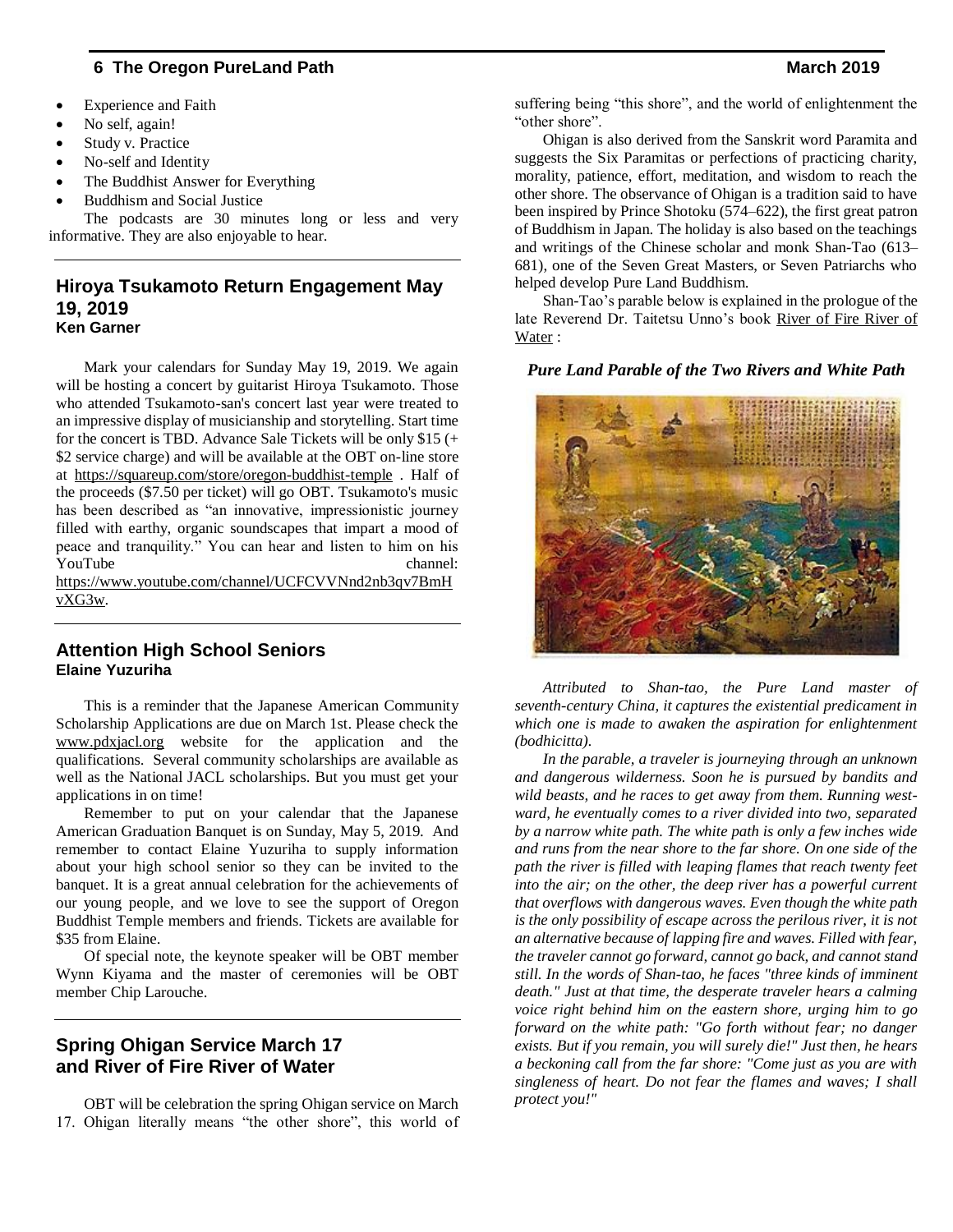- Experience and Faith
- No self, again!
- Study v. Practice
- No-self and Identity
- The Buddhist Answer for Everything
- Buddhism and Social Justice

The podcasts are 30 minutes long or less and very informative. They are also enjoyable to hear.

## Hiroya Tsukamoto Return Engagement May 19, 2019

**Ken Garner**

Mark your calendars for Sunday May 19, 2019. We again will be hosting a concert by guitarist Hiroya Tsukamoto. Those who attended Tsukamoto-san's concert last year were treated to an impressive display of musicianship and storytelling. Start time for the concert is TBD. Advance Sale Tickets will be only $15 (+ $2 service charge) and will be available at the OBT on-line store at https://squareup.com/store/oregon-buddhist-temple . Half of the proceeds ($7.50 per ticket) will go OBT. Tsukamoto's music has been described as "an innovative, impressionistic journey filled with earthy, organic soundscapes that impart a mood of peace and tranquility." You can hear and listen to him on his YouTube channel: https://www.youtube.com/channel/UCFCVVNnd2nb3qv7BmHvXG3w.

## Attention High School Seniors

**Elaine Yuzuriha**

This is a reminder that the Japanese American Community Scholarship Applications are due on March 1st. Please check the www.pdxjacl.org website for the application and the qualifications. Several community scholarships are available as well as the National JACL scholarships. But you must get your applications in on time!

Remember to put on your calendar that the Japanese American Graduation Banquet is on Sunday, May 5, 2019. And remember to contact Elaine Yuzuriha to supply information about your high school senior so they can be invited to the banquet. It is a great annual celebration for the achievements of our young people, and we love to see the support of Oregon Buddhist Temple members and friends. Tickets are available for $35 from Elaine.

Of special note, the keynote speaker will be OBT member Wynn Kiyama and the master of ceremonies will be OBT member Chip Larouche.

## Spring Ohigan Service March 17 and River of Fire River of Water

OBT will be celebration the spring Ohigan service on March 17. Ohigan literally means "the other shore", this world of suffering being "this shore", and the world of enlightenment the "other shore".

Ohigan is also derived from the Sanskrit word Paramita and suggests the Six Paramitas or perfections of practicing charity, morality, patience, effort, meditation, and wisdom to reach the other shore. The observance of Ohigan is a tradition said to have been inspired by Prince Shotoku (574–622), the first great patron of Buddhism in Japan. The holiday is also based on the teachings and writings of the Chinese scholar and monk Shan-Tao (613–681), one of the Seven Great Masters, or Seven Patriarchs who helped develop Pure Land Buddhism.

Shan-Tao's parable below is explained in the prologue of the late Reverend Dr. Taitetsu Unno's book River of Fire River of Water :

***Pure Land Parable of the Two Rivers and White Path***

*Attributed to Shan-tao, the Pure Land master of seventh-century China, it captures the existential predicament in which one is made to awaken the aspiration for enlightenment (bodhicitta).*

*In the parable, a traveler is journeying through an unknown and dangerous wilderness. Soon he is pursued by bandits and wild beasts, and he races to get away from them. Running westward, he eventually comes to a river divided into two, separated by a narrow white path. The white path is only a few inches wide and runs from the near shore to the far shore. On one side of the path the river is filled with leaping flames that reach twenty feet into the air; on the other, the deep river has a powerful current that overflows with dangerous waves. Even though the white path is the only possibility of escape across the perilous river, it is not an alternative because of lapping fire and waves. Filled with fear, the traveler cannot go forward, cannot go back, and cannot stand still. In the words of Shan-tao, he faces "three kinds of imminent death." Just at that time, the desperate traveler hears a calming voice right behind him on the eastern shore, urging him to go forward on the white path: "Go forth without fear; no danger exists. But if you remain, you will surely die!" Just then, he hears a beckoning call from the far shore: "Come just as you are with singleness of heart. Do not fear the flames and waves; I shall protect you!"*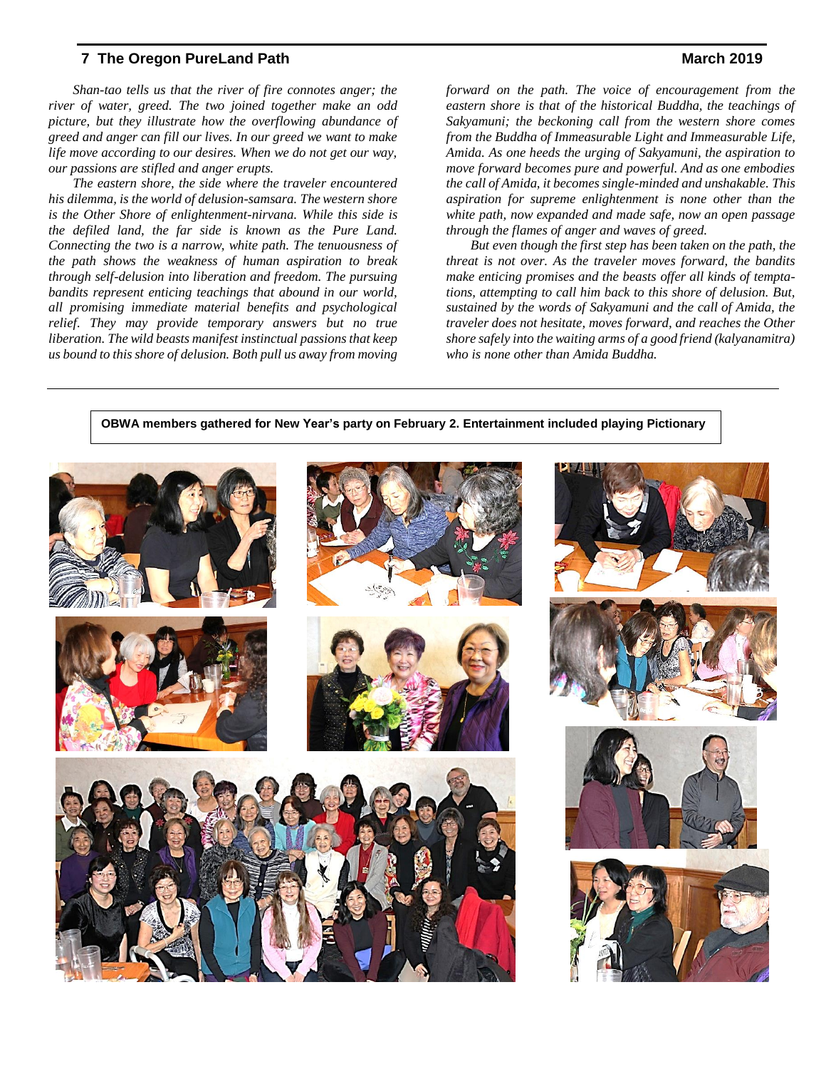*Shan-tao tells us that the river of fire connotes anger; the river of water, greed. The two joined together make an odd picture, but they illustrate how the overflowing abundance of greed and anger can fill our lives. In our greed we want to make life move according to our desires. When we do not get our way, our passions are stifled and anger erupts.*

*The eastern shore, the side where the traveler encountered his dilemma, is the world of delusion-samsara. The western shore is the Other Shore of enlightenment-nirvana. While this side is the defiled land, the far side is known as the Pure Land. Connecting the two is a narrow, white path. The tenuousness of the path shows the weakness of human aspiration to break through self-delusion into liberation and freedom. The pursuing bandits represent enticing teachings that abound in our world, all promising immediate material benefits and psychological relief. They may provide temporary answers but no true liberation. The wild beasts manifest instinctual passions that keep us bound to this shore of delusion. Both pull us away from moving forward on the path. The voice of encouragement from the eastern shore is that of the historical Buddha, the teachings of Sakyamuni; the beckoning call from the western shore comes from the Buddha of Immeasurable Light and Immeasurable Life, Amida. As one heeds the urging of Sakyamuni, the aspiration to move forward becomes pure and powerful. And as one embodies the call of Amida, it becomes single-minded and unshakable. This aspiration for supreme enlightenment is none other than the white path, now expanded and made safe, now an open passage through the flames of anger and waves of greed.*

*But even though the first step has been taken on the path, the threat is not over. As the traveler moves forward, the bandits make enticing promises and the beasts offer all kinds of temptations, attempting to call him back to this shore of delusion. But, sustained by the words of Sakyamuni and the call of Amida, the traveler does not hesitate, moves forward, and reaches the Other shore safely into the waiting arms of a good friend (kalyanamitra) who is none other than Amida Buddha.*

---

**OBWA members gathered for New Year's party on February 2. Entertainment included playing Pictionary**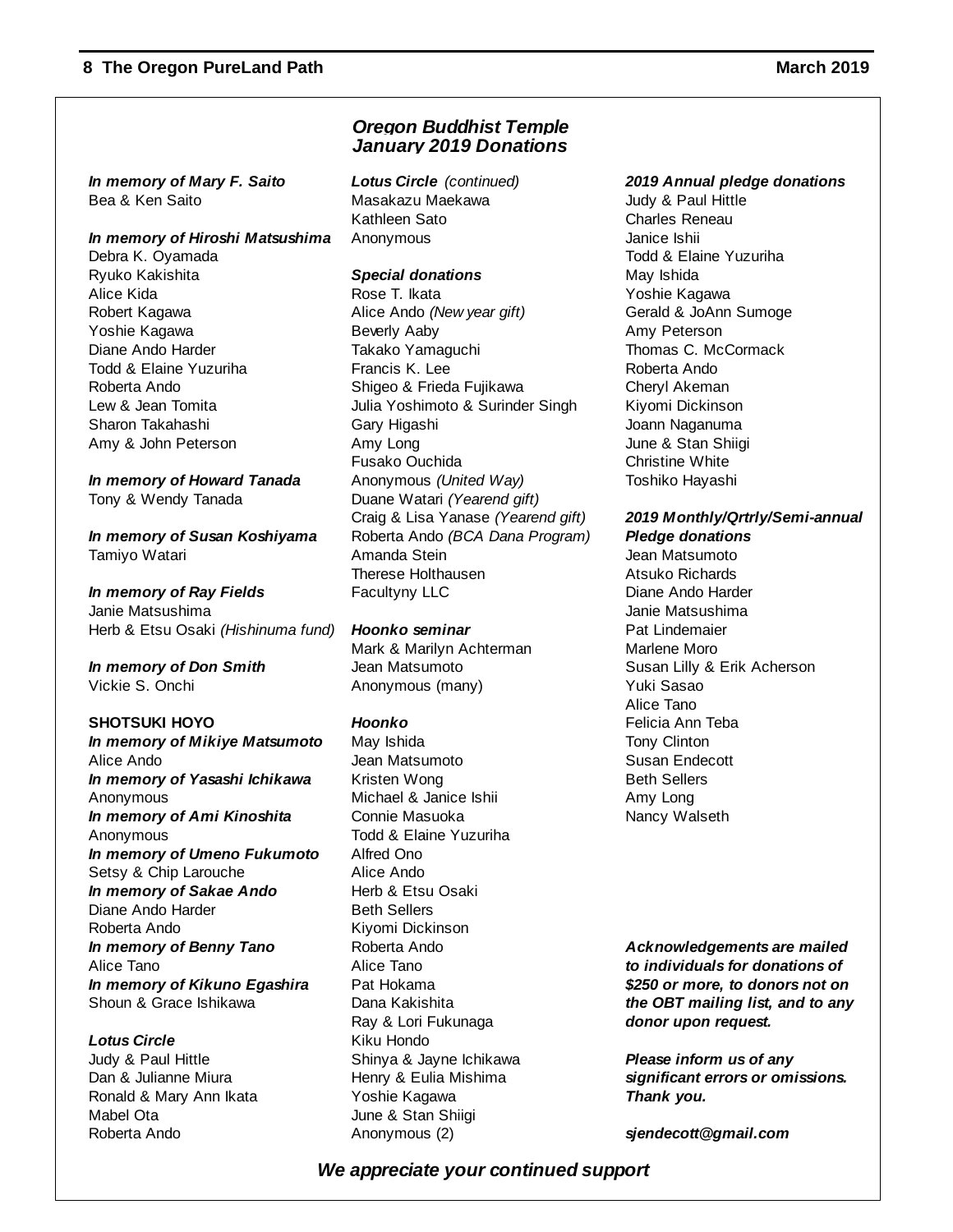## *Oregon Buddhist Temple January 2019 Donations*

***In memory of Mary F. Saito***
Bea & Ken Saito

***In memory of Hiroshi Matsushima***
Debra K. Oyamada
Ryuko Kakishita
Alice Kida
Robert Kagawa
Yoshie Kagawa
Diane Ando Harder
Todd & Elaine Yuzuriha
Roberta Ando
Lew & Jean Tomita
Sharon Takahashi
Amy & John Peterson

***In memory of Howard Tanada***
Tony & Wendy Tanada

***In memory of Susan Koshiyama***
Tamiyo Watari

***In memory of Ray Fields***
Janie Matsushima
Herb & Etsu Osaki *(Hishinuma fund)*

***In memory of Don Smith***
Vickie S. Onchi

**SHOTSUKI HOYO**
***In memory of Mikiye Matsumoto***
Alice Ando
***In memory of Yasashi Ichikawa***
Anonymous
***In memory of Ami Kinoshita***
Anonymous
***In memory of Umeno Fukumoto***
Setsy & Chip Larouche
***In memory of Sakae Ando***
Diane Ando Harder
Roberta Ando
***In memory of Benny Tano***
Alice Tano
***In memory of Kikuno Egashira***
Shoun & Grace Ishikawa

***Lotus Circle***
Judy & Paul Hittle
Dan & Julianne Miura
Ronald & Mary Ann Ikata
Mabel Ota
Roberta Ando

***Lotus Circle*** *(continued)*
Masakazu Maekawa
Kathleen Sato
Anonymous

***Special donations***
Rose T. Ikata
Alice Ando *(New year gift)*
Beverly Aaby
Takako Yamaguchi
Francis K. Lee
Shigeo & Frieda Fujikawa
Julia Yoshimoto & Surinder Singh
Gary Higashi
Amy Long
Fusako Ouchida
Anonymous *(United Way)*
Duane Watari *(Yearend gift)*
Craig & Lisa Yanase *(Yearend gift)*
Roberta Ando *(BCA Dana Program)*
Amanda Stein
Therese Holthausen
Facultyny LLC

***Hoonko seminar***
Mark & Marilyn Achterman
Jean Matsumoto
Anonymous (many)

***Hoonko***
May Ishida
Jean Matsumoto
Kristen Wong
Michael & Janice Ishii
Connie Masuoka
Todd & Elaine Yuzuriha
Alfred Ono
Alice Ando
Herb & Etsu Osaki
Beth Sellers
Kiyomi Dickinson
Roberta Ando
Alice Tano
Pat Hokama
Dana Kakishita
Ray & Lori Fukunaga
Kiku Hondo
Shinya & Jayne Ichikawa
Henry & Eulia Mishima
Yoshie Kagawa
June & Stan Shiigi
Anonymous (2)

***2019 Annual pledge donations***
Judy & Paul Hittle
Charles Reneau
Janice Ishii
Todd & Elaine Yuzuriha
May Ishida
Yoshie Kagawa
Gerald & JoAnn Sumoge
Amy Peterson
Thomas C. McCormack
Roberta Ando
Cheryl Akeman
Kiyomi Dickinson
Joann Naganuma
June & Stan Shiigi
Christine White
Toshiko Hayashi

***2019 Monthly/Qrtrly/Semi-annual Pledge donations***
Jean Matsumoto
Atsuko Richards
Diane Ando Harder
Janie Matsushima
Pat Lindemaier
Marlene Moro
Susan Lilly & Erik Acherson
Yuki Sasao
Alice Tano
Felicia Ann Teba
Tony Clinton
Susan Endecott
Beth Sellers
Amy Long
Nancy Walseth

***Acknowledgements are mailed to individuals for donations of $250 or more, to donors not on the OBT mailing list, and to any donor upon request.***

***Please inform us of any significant errors or omissions. Thank you.***

***sjendecott@gmail.com***

***We appreciate your continued support***